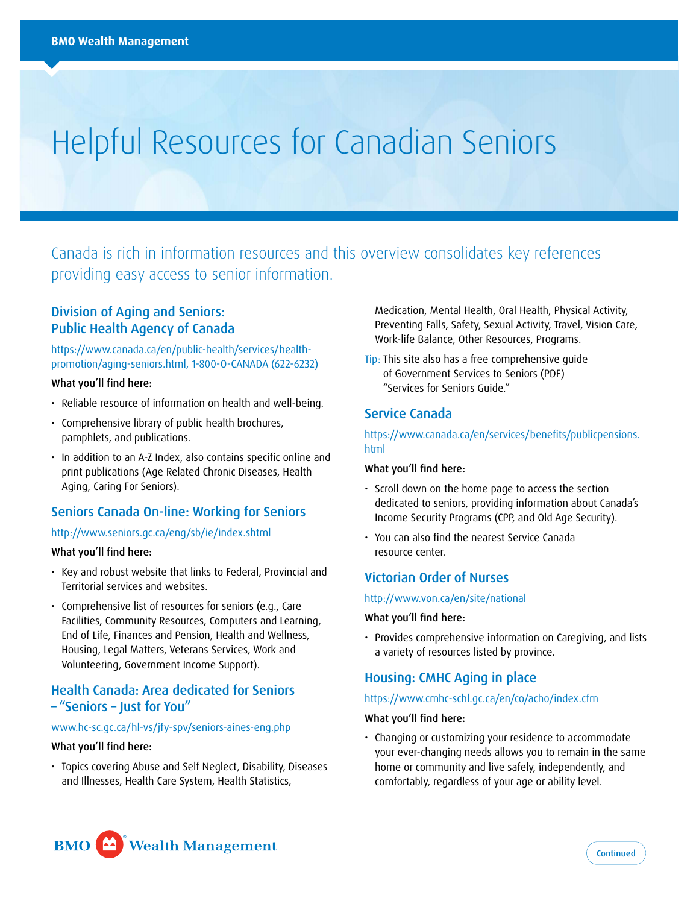# Helpful Resources for Canadian Seniors

Canada is rich in information resources and this overview consolidates key references providing easy access to senior information.

## Division of Aging and Seniors: Public Health Agency of Canada

https://www.canada.ca/en/public-health/services/health-promotion/aging-seniors.html, 1-800-O-CANADA (622-6232)

What you'll find here:

- Reliable resource of information on health and well-being.
- Comprehensive library of public health brochures, pamphlets, and publications.
- In addition to an A-Z Index, also contains specific online and print publications (Age Related Chronic Diseases, Health Aging, Caring For Seniors).

## Seniors Canada On-line: Working for Seniors

http://www.seniors.gc.ca/eng/sb/ie/index.shtml

What you'll find here:

- Key and robust website that links to Federal, Provincial and Territorial services and websites.
- Comprehensive list of resources for seniors (e.g., Care Facilities, Community Resources, Computers and Learning, End of Life, Finances and Pension, Health and Wellness, Housing, Legal Matters, Veterans Services, Work and Volunteering, Government Income Support).

## Health Canada: Area dedicated for Seniors – "Seniors – Just for You"

www.hc-sc.gc.ca/hl-vs/jfy-spv/seniors-aines-eng.php

What you'll find here:

- Topics covering Abuse and Self Neglect, Disability, Diseases and Illnesses, Health Care System, Health Statistics, Medication, Mental Health, Oral Health, Physical Activity, Preventing Falls, Safety, Sexual Activity, Travel, Vision Care, Work-life Balance, Other Resources, Programs.

Tip: This site also has a free comprehensive guide of Government Services to Seniors (PDF) "Services for Seniors Guide."

## Service Canada

https://www.canada.ca/en/services/benefits/publicpensions.html

What you'll find here:

- Scroll down on the home page to access the section dedicated to seniors, providing information about Canada's Income Security Programs (CPP, and Old Age Security).
- You can also find the nearest Service Canada resource center.

## Victorian Order of Nurses

http://www.von.ca/en/site/national

What you'll find here:

- Provides comprehensive information on Caregiving, and lists a variety of resources listed by province.

## Housing: CMHC Aging in place

https://www.cmhc-schl.gc.ca/en/co/acho/index.cfm

What you'll find here:

- Changing or customizing your residence to accommodate your ever-changing needs allows you to remain in the same home or community and live safely, independently, and comfortably, regardless of your age or ability level.

Continued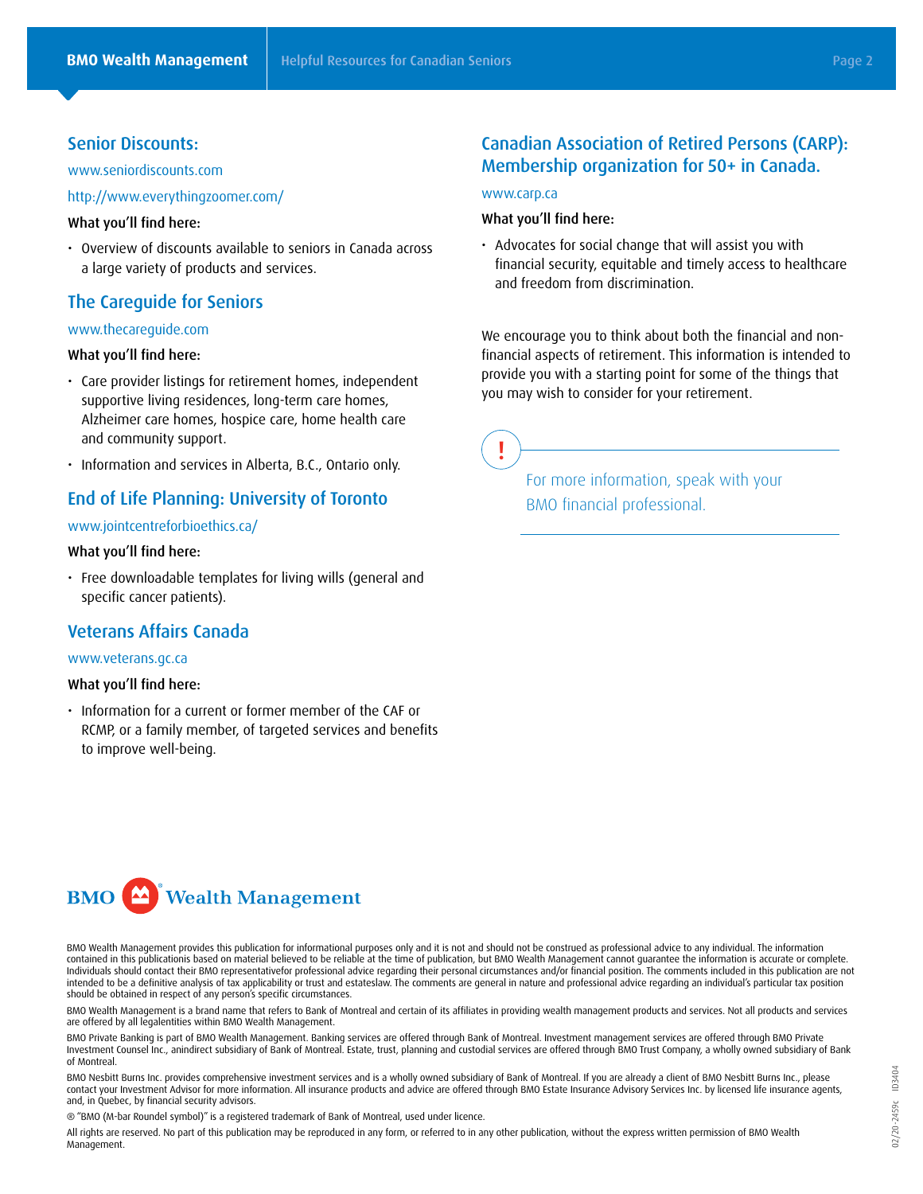## Senior Discounts:

www.seniordiscounts.com

http://www.everythingzoomer.com/

What you'll find here:

- Overview of discounts available to seniors in Canada across a large variety of products and services.

## The Careguide for Seniors

www.thecareguide.com

What you'll find here:

- Care provider listings for retirement homes, independent supportive living residences, long-term care homes, Alzheimer care homes, hospice care, home health care and community support.
- Information and services in Alberta, B.C., Ontario only.

## End of Life Planning: University of Toronto

www.jointcentreforbioethics.ca/

What you'll find here:

- Free downloadable templates for living wills (general and specific cancer patients).

## Veterans Affairs Canada

www.veterans.gc.ca

What you'll find here:

- Information for a current or former member of the CAF or RCMP, or a family member, of targeted services and benefits to improve well-being.

## Canadian Association of Retired Persons (CARP): Membership organization for 50+ in Canada.

www.carp.ca

What you'll find here:

- Advocates for social change that will assist you with financial security, equitable and timely access to healthcare and freedom from discrimination.

We encourage you to think about both the financial and non-financial aspects of retirement. This information is intended to provide you with a starting point for some of the things that you may wish to consider for your retirement.

!

For more information, speak with your BMO financial professional.

BMO Wealth Management

BMO Wealth Management provides this publication for informational purposes only and it is not and should not be construed as professional advice to any individual. The information contained in this publicationis based on material believed to be reliable at the time of publication, but BMO Wealth Management cannot guarantee the information is accurate or complete. Individuals should contact their BMO representativefor professional advice regarding their personal circumstances and/or financial position. The comments included in this publication are not intended to be a definitive analysis of tax applicability or trust and estateslaw. The comments are general in nature and professional advice regarding an individual's particular tax position should be obtained in respect of any person's specific circumstances.

BMO Wealth Management is a brand name that refers to Bank of Montreal and certain of its affiliates in providing wealth management products and services. Not all products and services are offered by all legalentities within BMO Wealth Management.

BMO Private Banking is part of BMO Wealth Management. Banking services are offered through Bank of Montreal. Investment management services are offered through BMO Private Investment Counsel Inc., anindirect subsidiary of Bank of Montreal. Estate, trust, planning and custodial services are offered through BMO Trust Company, a wholly owned subsidiary of Bank of Montreal.

BMO Nesbitt Burns Inc. provides comprehensive investment services and is a wholly owned subsidiary of Bank of Montreal. If you are already a client of BMO Nesbitt Burns Inc., please contact your Investment Advisor for more information. All insurance products and advice are offered through BMO Estate Insurance Advisory Services Inc. by licensed life insurance agents, and, in Quebec, by financial security advisors.

® "BMO (M-bar Roundel symbol)" is a registered trademark of Bank of Montreal, used under licence.

All rights are reserved. No part of this publication may be reproduced in any form, or referred to in any other publication, without the express written permission of BMO Wealth Management.

02/20-2459c ID3404